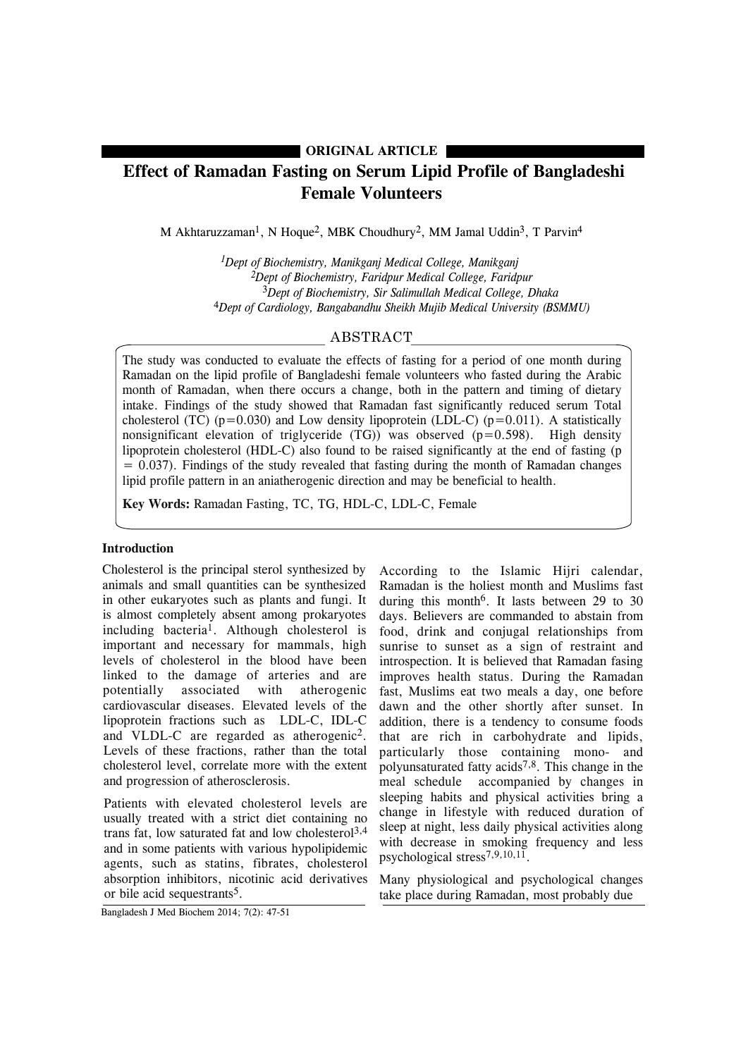ORIGINAL ARTICLE

# Effect of Ramadan Fasting on Serum Lipid Profile of Bangladeshi Female Volunteers

M Akhtaruzzaman[1], N Hoque[2], MBK Choudhury[2], MM Jamal Uddin[3], T Parvin[4]

[1]*Dept of Biochemistry, Manikganj Medical College, Manikganj*
[2]*Dept of Biochemistry, Faridpur Medical College, Faridpur*
[3]*Dept of Biochemistry, Sir Salimullah Medical College, Dhaka*
[4]*Dept of Cardiology, Bangabandhu Sheikh Mujib Medical University (BSMMU)*

## ABSTRACT

The study was conducted to evaluate the effects of fasting for a period of one month during Ramadan on the lipid profile of Bangladeshi female volunteers who fasted during the Arabic month of Ramadan, when there occurs a change, both in the pattern and timing of dietary intake. Findings of the study showed that Ramadan fast significantly reduced serum Total cholesterol (TC) ($p=0.030$) and Low density lipoprotein (LDL-C) ($p=0.011$). A statistically nonsignificant elevation of triglyceride (TG)) was observed ($p=0.598$). High density lipoprotein cholesterol (HDL-C) also found to be raised significantly at the end of fasting ($p = 0.037$). Findings of the study revealed that fasting during the month of Ramadan changes lipid profile pattern in an aniatherogenic direction and may be beneficial to health.

**Key Words:** Ramadan Fasting, TC, TG, HDL-C, LDL-C, Female

## Introduction

Cholesterol is the principal sterol synthesized by animals and small quantities can be synthesized in other eukaryotes such as plants and fungi. It is almost completely absent among prokaryotes including bacteria[1]. Although cholesterol is important and necessary for mammals, high levels of cholesterol in the blood have been linked to the damage of arteries and are potentially associated with atherogenic cardiovascular diseases. Elevated levels of the lipoprotein fractions such as LDL-C, IDL-C and VLDL-C are regarded as atherogenic[2]. Levels of these fractions, rather than the total cholesterol level, correlate more with the extent and progression of atherosclerosis.

Patients with elevated cholesterol levels are usually treated with a strict diet containing no trans fat, low saturated fat and low cholesterol[3,4] and in some patients with various hypolipidemic agents, such as statins, fibrates, cholesterol absorption inhibitors, nicotinic acid derivatives or bile acid sequestrants[5].

According to the Islamic Hijri calendar, Ramadan is the holiest month and Muslims fast during this month[6]. It lasts between 29 to 30 days. Believers are commanded to abstain from food, drink and conjugal relationships from sunrise to sunset as a sign of restraint and introspection. It is believed that Ramadan fasing improves health status. During the Ramadan fast, Muslims eat two meals a day, one before dawn and the other shortly after sunset. In addition, there is a tendency to consume foods that are rich in carbohydrate and lipids, particularly those containing mono- and polyunsaturated fatty acids[7,8]. This change in the meal schedule accompanied by changes in sleeping habits and physical activities bring a change in lifestyle with reduced duration of sleep at night, less daily physical activities along with decrease in smoking frequency and less psychological stress[7,9,10,11].

Many physiological and psychological changes take place during Ramadan, most probably due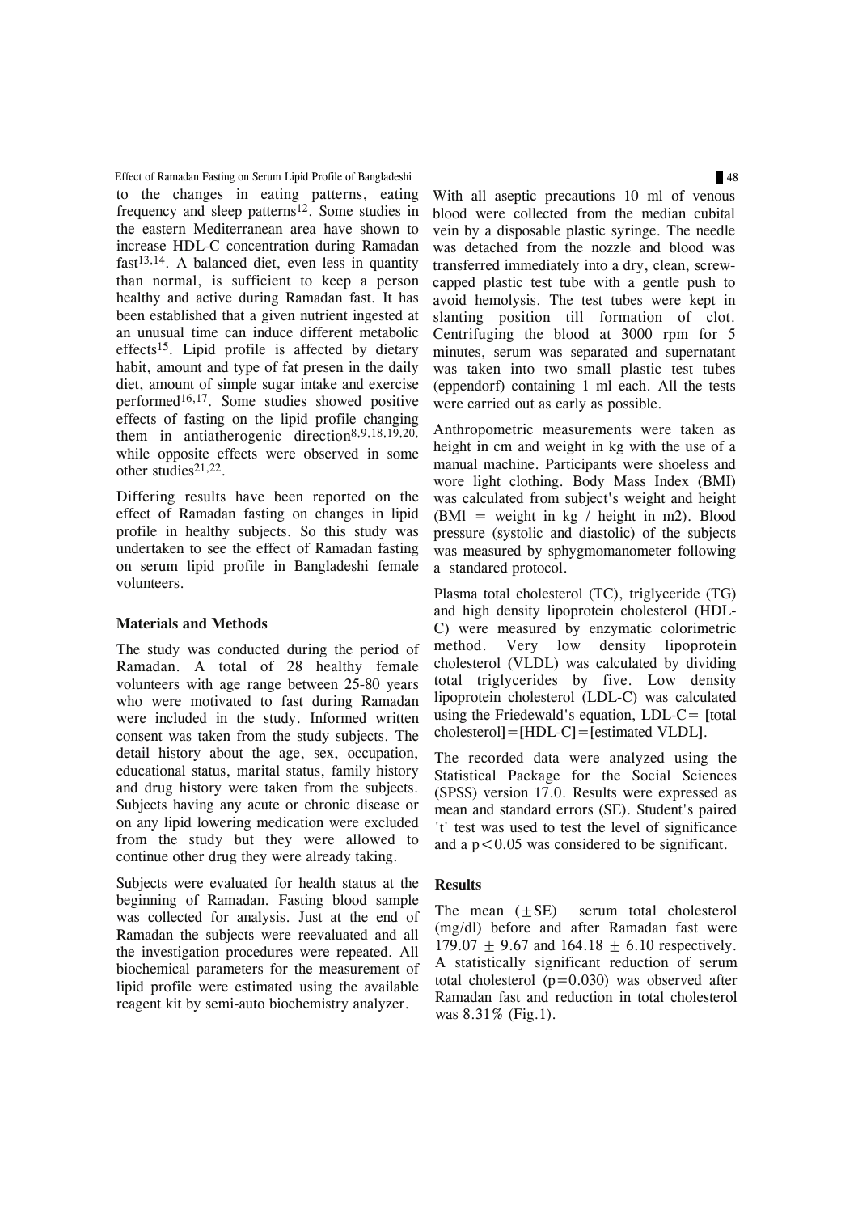to the changes in eating patterns, eating frequency and sleep patterns[12]. Some studies in the eastern Mediterranean area have shown to increase HDL-C concentration during Ramadan fast[13,14]. A balanced diet, even less in quantity than normal, is sufficient to keep a person healthy and active during Ramadan fast. It has been established that a given nutrient ingested at an unusual time can induce different metabolic effects[15]. Lipid profile is affected by dietary habit, amount and type of fat presen in the daily diet, amount of simple sugar intake and exercise performed[16,17]. Some studies showed positive effects of fasting on the lipid profile changing them in antiatherogenic direction[8,9,18,19,20], while opposite effects were observed in some other studies[21,22].

Differing results have been reported on the effect of Ramadan fasting on changes in lipid profile in healthy subjects. So this study was undertaken to see the effect of Ramadan fasting on serum lipid profile in Bangladeshi female volunteers.

## Materials and Methods

The study was conducted during the period of Ramadan. A total of 28 healthy female volunteers with age range between 25-80 years who were motivated to fast during Ramadan were included in the study. Informed written consent was taken from the study subjects. The detail history about the age, sex, occupation, educational status, marital status, family history and drug history were taken from the subjects. Subjects having any acute or chronic disease or on any lipid lowering medication were excluded from the study but they were allowed to continue other drug they were already taking.

Subjects were evaluated for health status at the beginning of Ramadan. Fasting blood sample was collected for analysis. Just at the end of Ramadan the subjects were reevaluated and all the investigation procedures were repeated. All biochemical parameters for the measurement of lipid profile were estimated using the available reagent kit by semi-auto biochemistry analyzer.

With all aseptic precautions 10 ml of venous blood were collected from the median cubital vein by a disposable plastic syringe. The needle was detached from the nozzle and blood was transferred immediately into a dry, clean, screw-capped plastic test tube with a gentle push to avoid hemolysis. The test tubes were kept in slanting position till formation of clot. Centrifuging the blood at 3000 rpm for 5 minutes, serum was separated and supernatant was taken into two small plastic test tubes (eppendorf) containing 1 ml each. All the tests were carried out as early as possible.

Anthropometric measurements were taken as height in cm and weight in kg with the use of a manual machine. Participants were shoeless and wore light clothing. Body Mass Index (BMI) was calculated from subject's weight and height (BMI = weight in kg / height in m2). Blood pressure (systolic and diastolic) of the subjects was measured by sphygmomanometer following a standared protocol.

Plasma total cholesterol (TC), triglyceride (TG) and high density lipoprotein cholesterol (HDL-C) were measured by enzymatic colorimetric method. Very low density lipoprotein cholesterol (VLDL) was calculated by dividing total triglycerides by five. Low density lipoprotein cholesterol (LDL-C) was calculated using the Friedewald's equation, LDL-C= [total cholesterol]=[HDL-C]=[estimated VLDL].

The recorded data were analyzed using the Statistical Package for the Social Sciences (SPSS) version 17.0. Results were expressed as mean and standard errors (SE). Student's paired 't' test was used to test the level of significance and a $p<0.05$ was considered to be significant.

## Results

The mean ($\pm$SE) serum total cholesterol (mg/dl) before and after Ramadan fast were $179.07 \pm 9.67$ and $164.18 \pm 6.10$ respectively. A statistically significant reduction of serum total cholesterol ($p=0.030$) was observed after Ramadan fast and reduction in total cholesterol was 8.31% (Fig.1).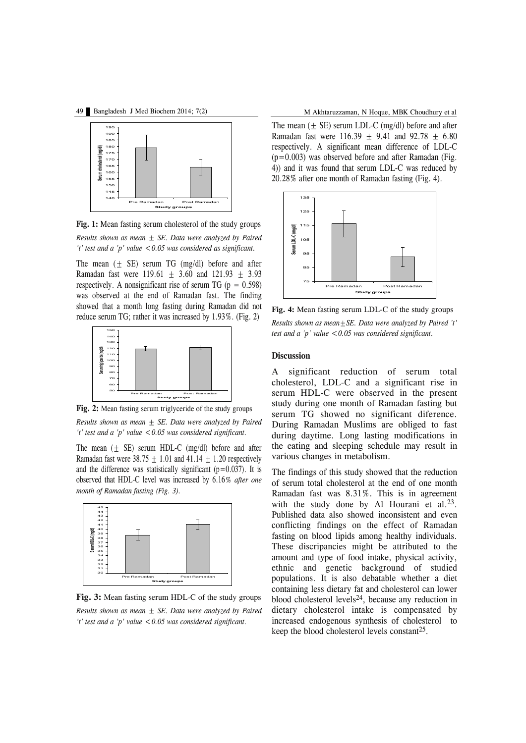**Fig. 1:** Mean fasting serum cholesterol of the study groups

*Results shown as mean ± SE. Data were analyzed by Paired 't' test and a 'p' value <0.05 was considered as significant.*

The mean (± SE) serum TG (mg/dl) before and after Ramadan fast were 119.61 ± 3.60 and 121.93 ± 3.93 respectively. A nonsignificant rise of serum TG (p = 0.598) was observed at the end of Ramadan fast. The finding showed that a month long fasting during Ramadan did not reduce serum TG; rather it was increased by 1.93%. (Fig. 2)

**Fig. 2:** Mean fasting serum triglyceride of the study groups

*Results shown as mean ± SE. Data were analyzed by Paired 't' test and a 'p' value <0.05 was considered significant.*

The mean (± SE) serum HDL-C (mg/dl) before and after Ramadan fast were 38.75 ± 1.01 and 41.14 ± 1.20 respectively and the difference was statistically significant (p=0.037). It is observed that HDL-C level was increased by 6.16% *after one month of Ramadan fasting (Fig. 3).*

**Fig. 3:** Mean fasting serum HDL-C of the study groups

*Results shown as mean ± SE. Data were analyzed by Paired 't' test and a 'p' value <0.05 was considered significant.*

The mean (± SE) serum LDL-C (mg/dl) before and after Ramadan fast were 116.39 ± 9.41 and 92.78 ± 6.80 respectively. A significant mean difference of LDL-C (p=0.003) was observed before and after Ramadan (Fig. 4)) and it was found that serum LDL-C was reduced by 20.28% after one month of Ramadan fasting (Fig. 4).

**Fig. 4:** Mean fasting serum LDL-C of the study groups

*Results shown as mean±SE. Data were analyzed by Paired 't' test and a 'p' value <0.05 was considered significant.*

## Discussion

A significant reduction of serum total cholesterol, LDL-C and a significant rise in serum HDL-C were observed in the present study during one month of Ramadan fasting but serum TG showed no significant diference. During Ramadan Muslims are obliged to fast during daytime. Long lasting modifications in the eating and sleeping schedule may result in various changes in metabolism.

The findings of this study showed that the reduction of serum total cholesterol at the end of one month Ramadan fast was 8.31%. This is in agreement with the study done by Al Hourani et al.[23]. Published data also showed inconsistent and even conflicting findings on the effect of Ramadan fasting on blood lipids among healthy individuals. These discripancies might be attributed to the amount and type of food intake, physical activity, ethnic and genetic background of studied populations. It is also debatable whether a diet containing less dietary fat and cholesterol can lower blood cholesterol levels[24], because any reduction in dietary cholesterol intake is compensated by increased endogenous synthesis of cholesterol to keep the blood cholesterol levels constant[25].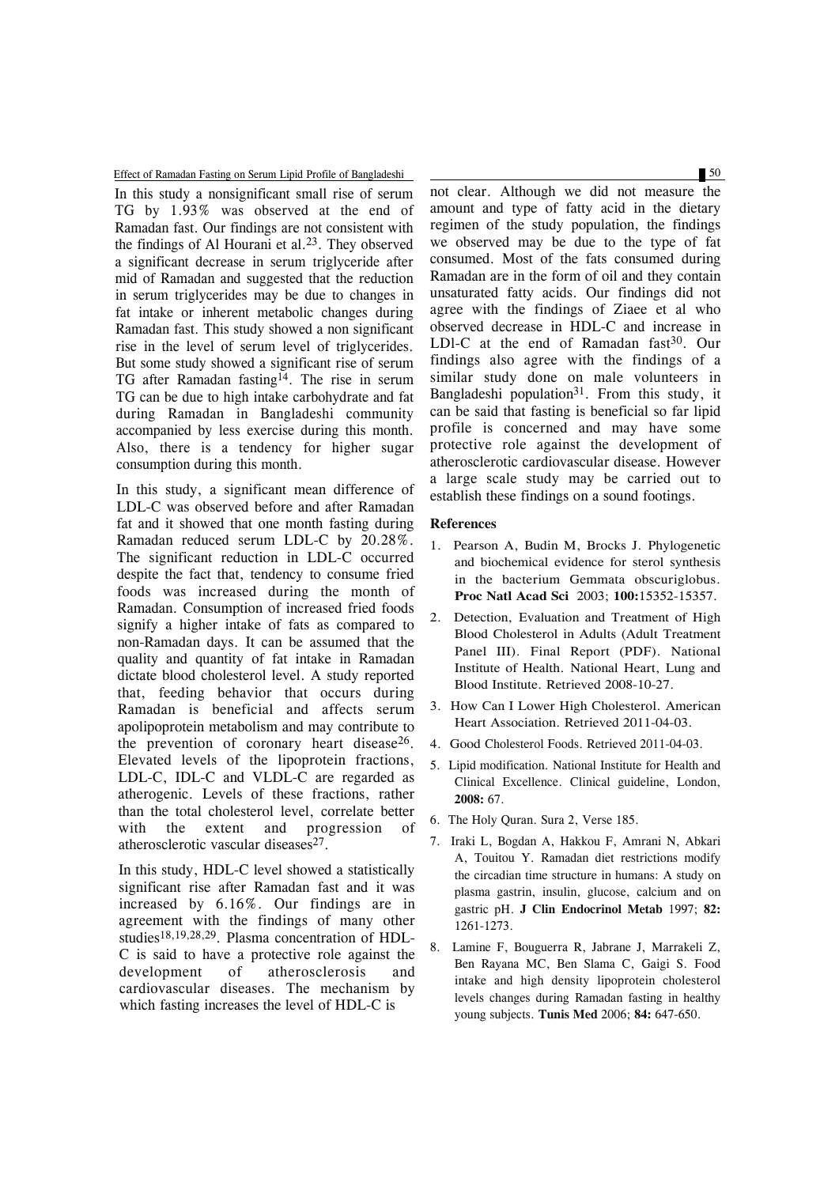In this study a nonsignificant small rise of serum TG by 1.93% was observed at the end of Ramadan fast. Our findings are not consistent with the findings of Al Hourani et al.[23]. They observed a significant decrease in serum triglyceride after mid of Ramadan and suggested that the reduction in serum triglycerides may be due to changes in fat intake or inherent metabolic changes during Ramadan fast. This study showed a non significant rise in the level of serum level of triglycerides. But some study showed a significant rise of serum TG after Ramadan fasting[14]. The rise in serum TG can be due to high intake carbohydrate and fat during Ramadan in Bangladeshi community accompanied by less exercise during this month. Also, there is a tendency for higher sugar consumption during this month.

In this study, a significant mean difference of LDL-C was observed before and after Ramadan fat and it showed that one month fasting during Ramadan reduced serum LDL-C by 20.28%. The significant reduction in LDL-C occurred despite the fact that, tendency to consume fried foods was increased during the month of Ramadan. Consumption of increased fried foods signify a higher intake of fats as compared to non-Ramadan days. It can be assumed that the quality and quantity of fat intake in Ramadan dictate blood cholesterol level. A study reported that, feeding behavior that occurs during Ramadan is beneficial and affects serum apolipoprotein metabolism and may contribute to the prevention of coronary heart disease[26]. Elevated levels of the lipoprotein fractions, LDL-C, IDL-C and VLDL-C are regarded as atherogenic. Levels of these fractions, rather than the total cholesterol level, correlate better with the extent and progression of atherosclerotic vascular diseases[27].

In this study, HDL-C level showed a statistically significant rise after Ramadan fast and it was increased by 6.16%. Our findings are in agreement with the findings of many other studies[18,19,28,29]. Plasma concentration of HDL-C is said to have a protective role against the development of atherosclerosis and cardiovascular diseases. The mechanism by which fasting increases the level of HDL-C is not clear. Although we did not measure the amount and type of fatty acid in the dietary regimen of the study population, the findings we observed may be due to the type of fat consumed. Most of the fats consumed during Ramadan are in the form of oil and they contain unsaturated fatty acids. Our findings did not agree with the findings of Ziaee et al who observed decrease in HDL-C and increase in LDl-C at the end of Ramadan fast[30]. Our findings also agree with the findings of a similar study done on male volunteers in Bangladeshi population[31]. From this study, it can be said that fasting is beneficial so far lipid profile is concerned and may have some protective role against the development of atherosclerotic cardiovascular disease. However a large scale study may be carried out to establish these findings on a sound footings.

**References**

1. Pearson A, Budin M, Brocks J. Phylogenetic and biochemical evidence for sterol synthesis in the bacterium Gemmata obscuriglobus. **Proc Natl Acad Sci** 2003; **100:**15352-15357.
2. Detection, Evaluation and Treatment of High Blood Cholesterol in Adults (Adult Treatment Panel III). Final Report (PDF). National Institute of Health. National Heart, Lung and Blood Institute. Retrieved 2008-10-27.
3. How Can I Lower High Cholesterol. American Heart Association. Retrieved 2011-04-03.
4. Good Cholesterol Foods. Retrieved 2011-04-03.
5. Lipid modification. National Institute for Health and Clinical Excellence. Clinical guideline, London, **2008:** 67.
6. The Holy Quran. Sura 2, Verse 185.
7. Iraki L, Bogdan A, Hakkou F, Amrani N, Abkari A, Touitou Y. Ramadan diet restrictions modify the circadian time structure in humans: A study on plasma gastrin, insulin, glucose, calcium and on gastric pH. **J Clin Endocrinol Metab** 1997; **82:** 1261-1273.
8. Lamine F, Bouguerra R, Jabrane J, Marrakeli Z, Ben Rayana MC, Ben Slama C, Gaigi S. Food intake and high density lipoprotein cholesterol levels changes during Ramadan fasting in healthy young subjects. **Tunis Med** 2006; **84:** 647-650.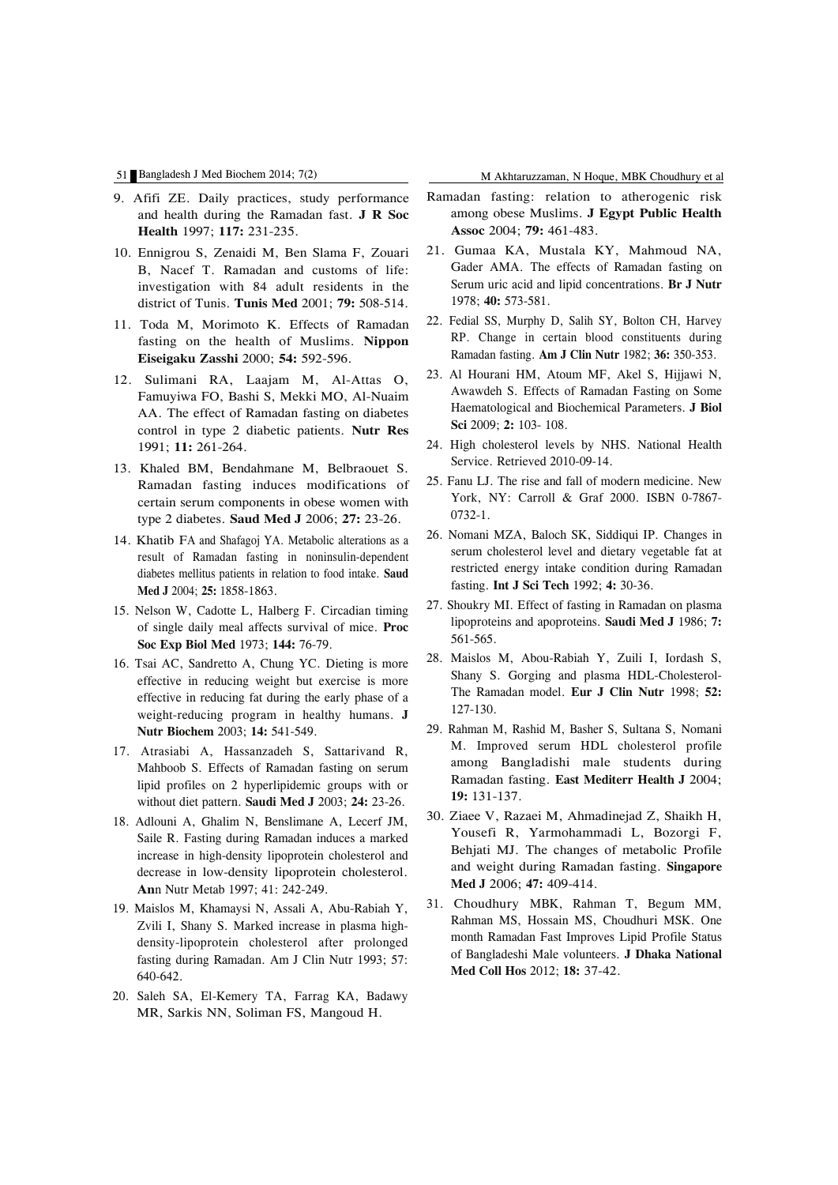9. Afifi ZE. Daily practices, study performance and health during the Ramadan fast. **J R Soc Health** 1997; **117:** 231-235.

10. Ennigrou S, Zenaidi M, Ben Slama F, Zouari B, Nacef T. Ramadan and customs of life: investigation with 84 adult residents in the district of Tunis. **Tunis Med** 2001; **79:** 508-514.

11. Toda M, Morimoto K. Effects of Ramadan fasting on the health of Muslims. **Nippon Eiseigaku Zasshi** 2000; **54:** 592-596.

12. Sulimani RA, Laajam M, Al-Attas O, Famuyiwa FO, Bashi S, Mekki MO, Al-Nuaim AA. The effect of Ramadan fasting on diabetes control in type 2 diabetic patients. **Nutr Res** 1991; **11:** 261-264.

13. Khaled BM, Bendahmane M, Belbraouet S. Ramadan fasting induces modifications of certain serum components in obese women with type 2 diabetes. **Saud Med J** 2006; **27:** 23-26.

14. Khatib FA and Shafagoj YA. Metabolic alterations as a result of Ramadan fasting in noninsulin-dependent diabetes mellitus patients in relation to food intake. **Saud Med J** 2004; **25:** 1858-1863.

15. Nelson W, Cadotte L, Halberg F. Circadian timing of single daily meal affects survival of mice. **Proc Soc Exp Biol Med** 1973; **144:** 76-79.

16. Tsai AC, Sandretto A, Chung YC. Dieting is more effective in reducing weight but exercise is more effective in reducing fat during the early phase of a weight-reducing program in healthy humans. **J Nutr Biochem** 2003; **14:** 541-549.

17. Atrasiabi A, Hassanzadeh S, Sattarivand R, Mahboob S. Effects of Ramadan fasting on serum lipid profiles on 2 hyperlipidemic groups with or without diet pattern. **Saudi Med J** 2003; **24:** 23-26.

18. Adlouni A, Ghalim N, Benslimane A, Lecerf JM, Saile R. Fasting during Ramadan induces a marked increase in high-density lipoprotein cholesterol and decrease in low-density lipoprotein cholesterol. **An**n Nutr Metab 1997; 41: 242-249.

19. Maislos M, Khamaysi N, Assali A, Abu-Rabiah Y, Zvili I, Shany S. Marked increase in plasma high-density-lipoprotein cholesterol after prolonged fasting during Ramadan. Am J Clin Nutr 1993; 57: 640-642.

20. Saleh SA, El-Kemery TA, Farrag KA, Badawy MR, Sarkis NN, Soliman FS, Mangoud H. Ramadan fasting: relation to atherogenic risk among obese Muslims. **J Egypt Public Health Assoc** 2004; **79:** 461-483.

21. Gumaa KA, Mustala KY, Mahmoud NA, Gader AMA. The effects of Ramadan fasting on Serum uric acid and lipid concentrations. **Br J Nutr** 1978; **40:** 573-581.

22. Fedial SS, Murphy D, Salih SY, Bolton CH, Harvey RP. Change in certain blood constituents during Ramadan fasting. **Am J Clin Nutr** 1982; **36:** 350-353.

23. Al Hourani HM, Atoum MF, Akel S, Hijjawi N, Awawdeh S. Effects of Ramadan Fasting on Some Haematological and Biochemical Parameters. **J Biol Sci** 2009; **2:** 103- 108.

24. High cholesterol levels by NHS. National Health Service. Retrieved 2010-09-14.

25. Fanu LJ. The rise and fall of modern medicine. New York, NY: Carroll & Graf 2000. ISBN 0-7867-0732-1.

26. Nomani MZA, Baloch SK, Siddiqui IP. Changes in serum cholesterol level and dietary vegetable fat at restricted energy intake condition during Ramadan fasting. **Int J Sci Tech** 1992; **4:** 30-36.

27. Shoukry MI. Effect of fasting in Ramadan on plasma lipoproteins and apoproteins. **Saudi Med J** 1986; **7:** 561-565.

28. Maislos M, Abou-Rabiah Y, Zuili I, Iordash S, Shany S. Gorging and plasma HDL-Cholesterol-The Ramadan model. **Eur J Clin Nutr** 1998; **52:** 127-130.

29. Rahman M, Rashid M, Basher S, Sultana S, Nomani M. Improved serum HDL cholesterol profile among Bangladishi male students during Ramadan fasting. **East Mediterr Health J** 2004; **19:** 131-137.

30. Ziaee V, Razaei M, Ahmadinejad Z, Shaikh H, Yousefi R, Yarmohammadi L, Bozorgi F, Behjati MJ. The changes of metabolic Profile and weight during Ramadan fasting. **Singapore Med J** 2006; **47:** 409-414.

31. Choudhury MBK, Rahman T, Begum MM, Rahman MS, Hossain MS, Choudhuri MSK. One month Ramadan Fast Improves Lipid Profile Status of Bangladeshi Male volunteers. **J Dhaka National Med Coll Hos** 2012; **18:** 37-42.